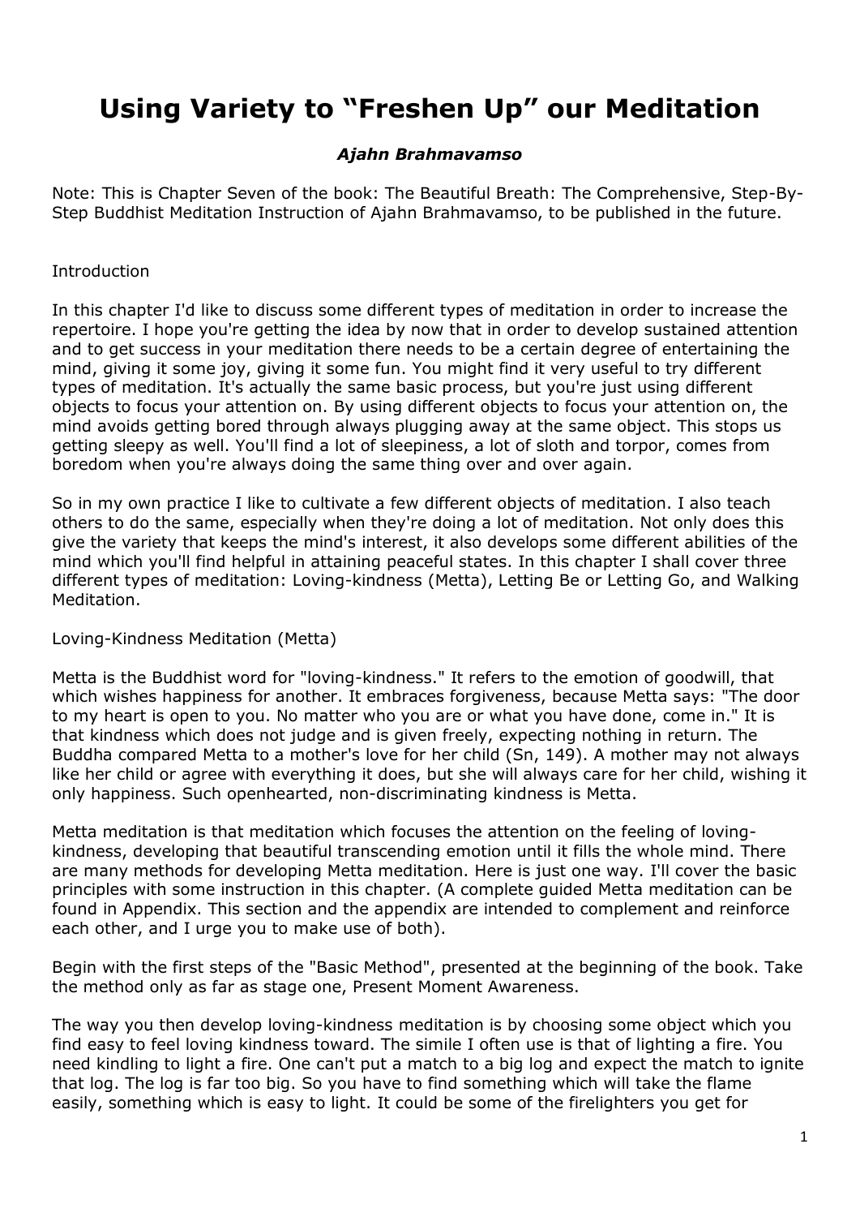# Using Variety to "Freshen Up" our Meditation

***Ajahn Brahmavamso***

Note: This is Chapter Seven of the book: The Beautiful Breath: The Comprehensive, Step-By-Step Buddhist Meditation Instruction of Ajahn Brahmavamso, to be published in the future.

## Introduction

In this chapter I'd like to discuss some different types of meditation in order to increase the repertoire. I hope you're getting the idea by now that in order to develop sustained attention and to get success in your meditation there needs to be a certain degree of entertaining the mind, giving it some joy, giving it some fun. You might find it very useful to try different types of meditation. It's actually the same basic process, but you're just using different objects to focus your attention on. By using different objects to focus your attention on, the mind avoids getting bored through always plugging away at the same object. This stops us getting sleepy as well. You'll find a lot of sleepiness, a lot of sloth and torpor, comes from boredom when you're always doing the same thing over and over again.

So in my own practice I like to cultivate a few different objects of meditation. I also teach others to do the same, especially when they're doing a lot of meditation. Not only does this give the variety that keeps the mind's interest, it also develops some different abilities of the mind which you'll find helpful in attaining peaceful states. In this chapter I shall cover three different types of meditation: Loving-kindness (Metta), Letting Be or Letting Go, and Walking Meditation.

## Loving-Kindness Meditation (Metta)

Metta is the Buddhist word for "loving-kindness." It refers to the emotion of goodwill, that which wishes happiness for another. It embraces forgiveness, because Metta says: "The door to my heart is open to you. No matter who you are or what you have done, come in." It is that kindness which does not judge and is given freely, expecting nothing in return. The Buddha compared Metta to a mother's love for her child (Sn, 149). A mother may not always like her child or agree with everything it does, but she will always care for her child, wishing it only happiness. Such openhearted, non-discriminating kindness is Metta.

Metta meditation is that meditation which focuses the attention on the feeling of loving-kindness, developing that beautiful transcending emotion until it fills the whole mind. There are many methods for developing Metta meditation. Here is just one way. I'll cover the basic principles with some instruction in this chapter. (A complete guided Metta meditation can be found in Appendix. This section and the appendix are intended to complement and reinforce each other, and I urge you to make use of both).

Begin with the first steps of the "Basic Method", presented at the beginning of the book. Take the method only as far as stage one, Present Moment Awareness.

The way you then develop loving-kindness meditation is by choosing some object which you find easy to feel loving kindness toward. The simile I often use is that of lighting a fire. You need kindling to light a fire. One can't put a match to a big log and expect the match to ignite that log. The log is far too big. So you have to find something which will take the flame easily, something which is easy to light. It could be some of the firelighters you get for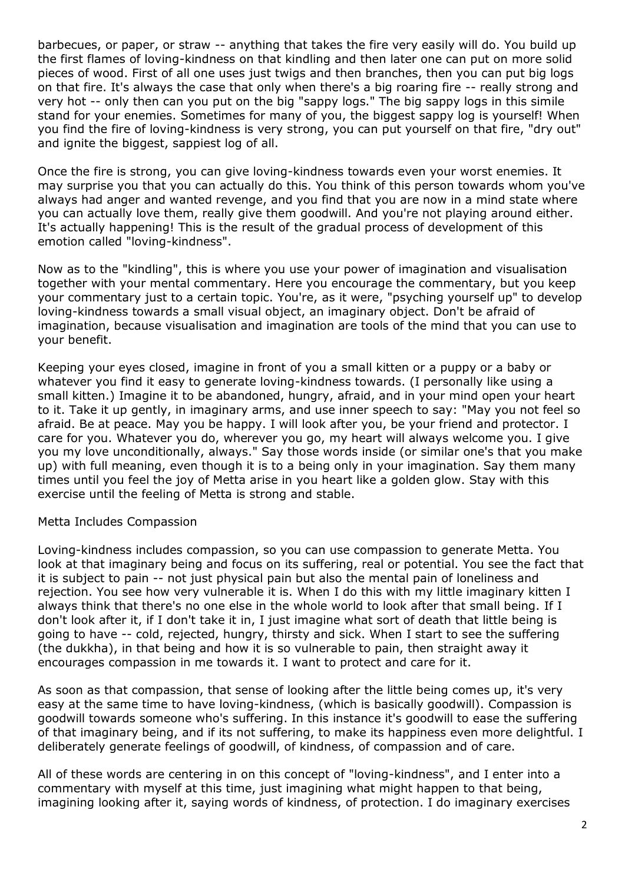barbecues, or paper, or straw -- anything that takes the fire very easily will do. You build up the first flames of loving-kindness on that kindling and then later one can put on more solid pieces of wood. First of all one uses just twigs and then branches, then you can put big logs on that fire. It's always the case that only when there's a big roaring fire -- really strong and very hot -- only then can you put on the big "sappy logs." The big sappy logs in this simile stand for your enemies. Sometimes for many of you, the biggest sappy log is yourself! When you find the fire of loving-kindness is very strong, you can put yourself on that fire, "dry out" and ignite the biggest, sappiest log of all.

Once the fire is strong, you can give loving-kindness towards even your worst enemies. It may surprise you that you can actually do this. You think of this person towards whom you've always had anger and wanted revenge, and you find that you are now in a mind state where you can actually love them, really give them goodwill. And you're not playing around either. It's actually happening! This is the result of the gradual process of development of this emotion called "loving-kindness".

Now as to the "kindling", this is where you use your power of imagination and visualisation together with your mental commentary. Here you encourage the commentary, but you keep your commentary just to a certain topic. You're, as it were, "psyching yourself up" to develop loving-kindness towards a small visual object, an imaginary object. Don't be afraid of imagination, because visualisation and imagination are tools of the mind that you can use to your benefit.

Keeping your eyes closed, imagine in front of you a small kitten or a puppy or a baby or whatever you find it easy to generate loving-kindness towards. (I personally like using a small kitten.) Imagine it to be abandoned, hungry, afraid, and in your mind open your heart to it. Take it up gently, in imaginary arms, and use inner speech to say: "May you not feel so afraid. Be at peace. May you be happy. I will look after you, be your friend and protector. I care for you. Whatever you do, wherever you go, my heart will always welcome you. I give you my love unconditionally, always." Say those words inside (or similar one's that you make up) with full meaning, even though it is to a being only in your imagination. Say them many times until you feel the joy of Metta arise in you heart like a golden glow. Stay with this exercise until the feeling of Metta is strong and stable.

## Metta Includes Compassion

Loving-kindness includes compassion, so you can use compassion to generate Metta. You look at that imaginary being and focus on its suffering, real or potential. You see the fact that it is subject to pain -- not just physical pain but also the mental pain of loneliness and rejection. You see how very vulnerable it is. When I do this with my little imaginary kitten I always think that there's no one else in the whole world to look after that small being. If I don't look after it, if I don't take it in, I just imagine what sort of death that little being is going to have -- cold, rejected, hungry, thirsty and sick. When I start to see the suffering (the dukkha), in that being and how it is so vulnerable to pain, then straight away it encourages compassion in me towards it. I want to protect and care for it.

As soon as that compassion, that sense of looking after the little being comes up, it's very easy at the same time to have loving-kindness, (which is basically goodwill). Compassion is goodwill towards someone who's suffering. In this instance it's goodwill to ease the suffering of that imaginary being, and if its not suffering, to make its happiness even more delightful. I deliberately generate feelings of goodwill, of kindness, of compassion and of care.

All of these words are centering in on this concept of "loving-kindness", and I enter into a commentary with myself at this time, just imagining what might happen to that being, imagining looking after it, saying words of kindness, of protection. I do imaginary exercises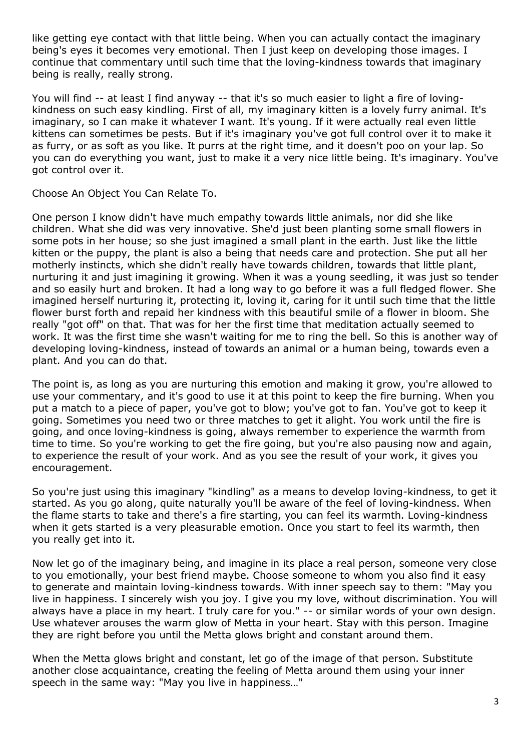like getting eye contact with that little being. When you can actually contact the imaginary being's eyes it becomes very emotional. Then I just keep on developing those images. I continue that commentary until such time that the loving-kindness towards that imaginary being is really, really strong.

You will find -- at least I find anyway -- that it's so much easier to light a fire of loving-kindness on such easy kindling. First of all, my imaginary kitten is a lovely furry animal. It's imaginary, so I can make it whatever I want. It's young. If it were actually real even little kittens can sometimes be pests. But if it's imaginary you've got full control over it to make it as furry, or as soft as you like. It purrs at the right time, and it doesn't poo on your lap. So you can do everything you want, just to make it a very nice little being. It's imaginary. You've got control over it.

### Choose An Object You Can Relate To.

One person I know didn't have much empathy towards little animals, nor did she like children. What she did was very innovative. She'd just been planting some small flowers in some pots in her house; so she just imagined a small plant in the earth. Just like the little kitten or the puppy, the plant is also a being that needs care and protection. She put all her motherly instincts, which she didn't really have towards children, towards that little plant, nurturing it and just imagining it growing. When it was a young seedling, it was just so tender and so easily hurt and broken. It had a long way to go before it was a full fledged flower. She imagined herself nurturing it, protecting it, loving it, caring for it until such time that the little flower burst forth and repaid her kindness with this beautiful smile of a flower in bloom. She really "got off" on that. That was for her the first time that meditation actually seemed to work. It was the first time she wasn't waiting for me to ring the bell. So this is another way of developing loving-kindness, instead of towards an animal or a human being, towards even a plant. And you can do that.

The point is, as long as you are nurturing this emotion and making it grow, you're allowed to use your commentary, and it's good to use it at this point to keep the fire burning. When you put a match to a piece of paper, you've got to blow; you've got to fan. You've got to keep it going. Sometimes you need two or three matches to get it alight. You work until the fire is going, and once loving-kindness is going, always remember to experience the warmth from time to time. So you're working to get the fire going, but you're also pausing now and again, to experience the result of your work. And as you see the result of your work, it gives you encouragement.

So you're just using this imaginary "kindling" as a means to develop loving-kindness, to get it started. As you go along, quite naturally you'll be aware of the feel of loving-kindness. When the flame starts to take and there's a fire starting, you can feel its warmth. Loving-kindness when it gets started is a very pleasurable emotion. Once you start to feel its warmth, then you really get into it.

Now let go of the imaginary being, and imagine in its place a real person, someone very close to you emotionally, your best friend maybe. Choose someone to whom you also find it easy to generate and maintain loving-kindness towards. With inner speech say to them: "May you live in happiness. I sincerely wish you joy. I give you my love, without discrimination. You will always have a place in my heart. I truly care for you." -- or similar words of your own design. Use whatever arouses the warm glow of Metta in your heart. Stay with this person. Imagine they are right before you until the Metta glows bright and constant around them.

When the Metta glows bright and constant, let go of the image of that person. Substitute another close acquaintance, creating the feeling of Metta around them using your inner speech in the same way: "May you live in happiness…"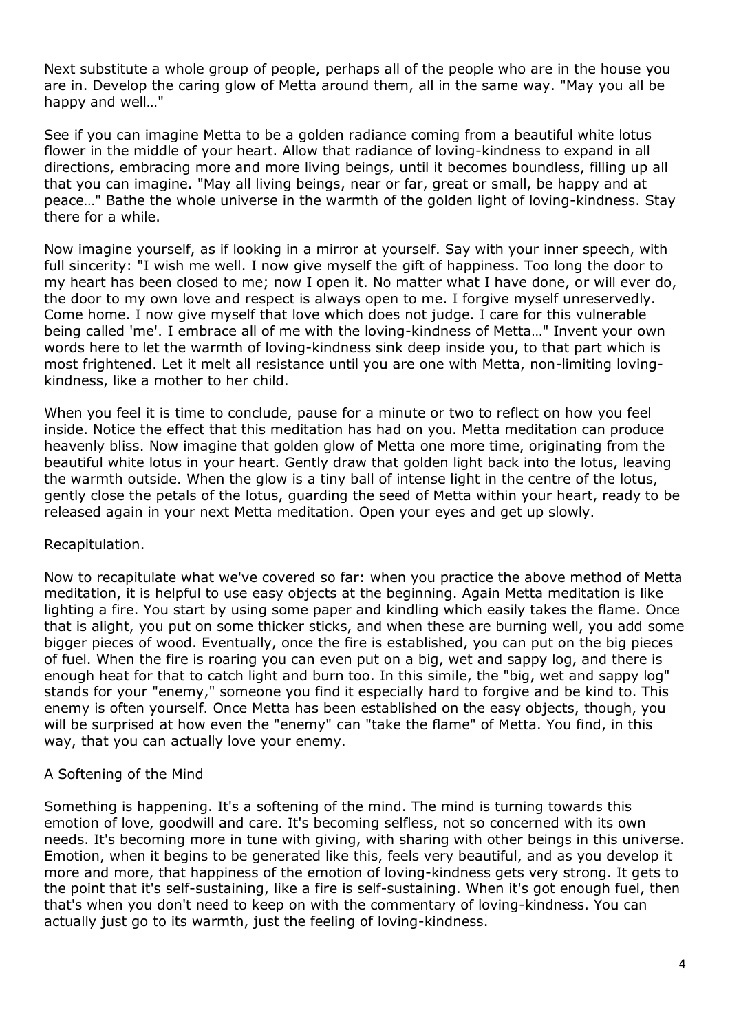Next substitute a whole group of people, perhaps all of the people who are in the house you are in. Develop the caring glow of Metta around them, all in the same way. "May you all be happy and well…"

See if you can imagine Metta to be a golden radiance coming from a beautiful white lotus flower in the middle of your heart. Allow that radiance of loving-kindness to expand in all directions, embracing more and more living beings, until it becomes boundless, filling up all that you can imagine. "May all living beings, near or far, great or small, be happy and at peace…" Bathe the whole universe in the warmth of the golden light of loving-kindness. Stay there for a while.

Now imagine yourself, as if looking in a mirror at yourself. Say with your inner speech, with full sincerity: "I wish me well. I now give myself the gift of happiness. Too long the door to my heart has been closed to me; now I open it. No matter what I have done, or will ever do, the door to my own love and respect is always open to me. I forgive myself unreservedly. Come home. I now give myself that love which does not judge. I care for this vulnerable being called 'me'. I embrace all of me with the loving-kindness of Metta…" Invent your own words here to let the warmth of loving-kindness sink deep inside you, to that part which is most frightened. Let it melt all resistance until you are one with Metta, non-limiting loving-kindness, like a mother to her child.

When you feel it is time to conclude, pause for a minute or two to reflect on how you feel inside. Notice the effect that this meditation has had on you. Metta meditation can produce heavenly bliss. Now imagine that golden glow of Metta one more time, originating from the beautiful white lotus in your heart. Gently draw that golden light back into the lotus, leaving the warmth outside. When the glow is a tiny ball of intense light in the centre of the lotus, gently close the petals of the lotus, guarding the seed of Metta within your heart, ready to be released again in your next Metta meditation. Open your eyes and get up slowly.

## Recapitulation.

Now to recapitulate what we've covered so far: when you practice the above method of Metta meditation, it is helpful to use easy objects at the beginning. Again Metta meditation is like lighting a fire. You start by using some paper and kindling which easily takes the flame. Once that is alight, you put on some thicker sticks, and when these are burning well, you add some bigger pieces of wood. Eventually, once the fire is established, you can put on the big pieces of fuel. When the fire is roaring you can even put on a big, wet and sappy log, and there is enough heat for that to catch light and burn too. In this simile, the "big, wet and sappy log" stands for your "enemy," someone you find it especially hard to forgive and be kind to. This enemy is often yourself. Once Metta has been established on the easy objects, though, you will be surprised at how even the "enemy" can "take the flame" of Metta. You find, in this way, that you can actually love your enemy.

## A Softening of the Mind

Something is happening. It's a softening of the mind. The mind is turning towards this emotion of love, goodwill and care. It's becoming selfless, not so concerned with its own needs. It's becoming more in tune with giving, with sharing with other beings in this universe. Emotion, when it begins to be generated like this, feels very beautiful, and as you develop it more and more, that happiness of the emotion of loving-kindness gets very strong. It gets to the point that it's self-sustaining, like a fire is self-sustaining. When it's got enough fuel, then that's when you don't need to keep on with the commentary of loving-kindness. You can actually just go to its warmth, just the feeling of loving-kindness.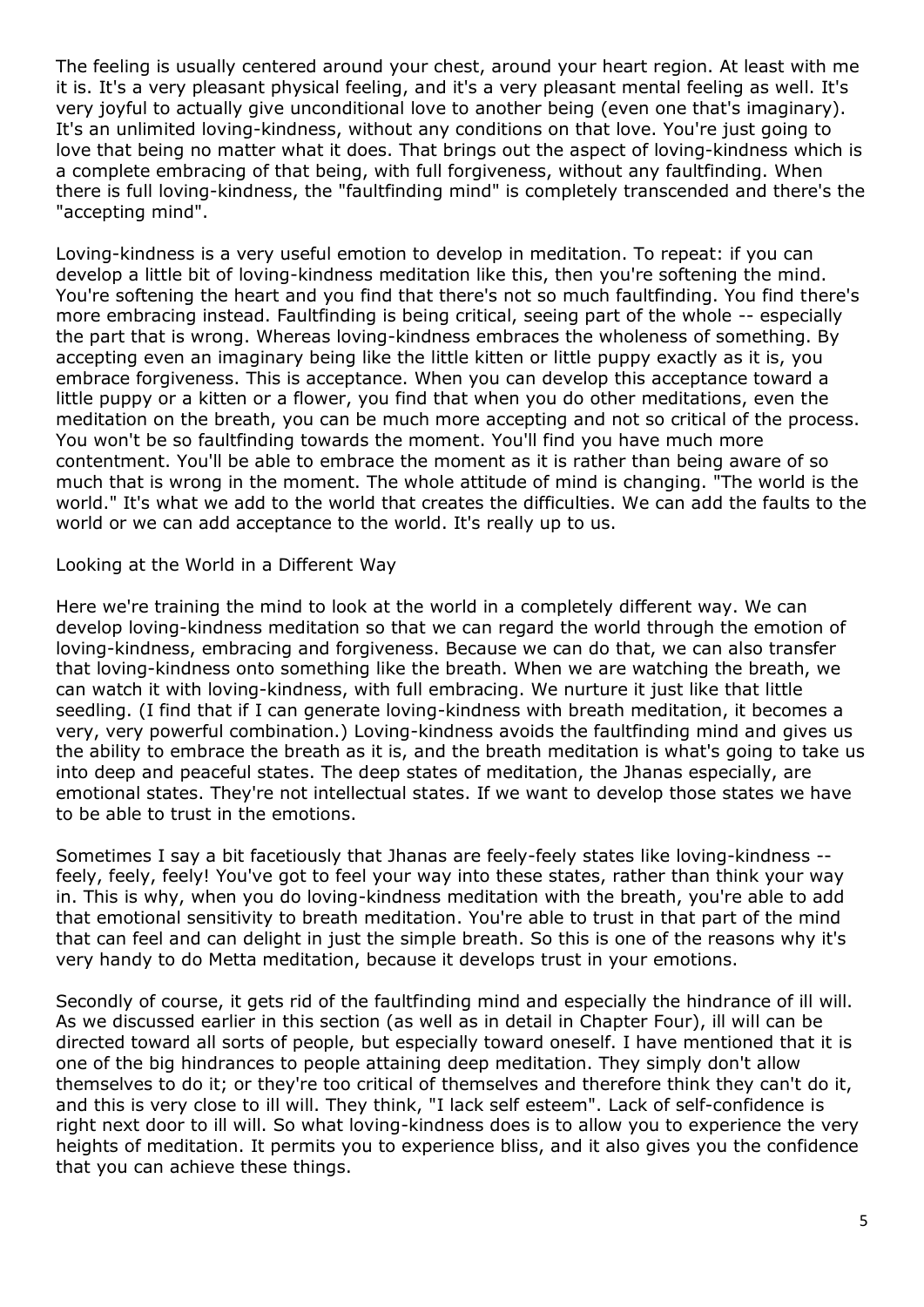The feeling is usually centered around your chest, around your heart region. At least with me it is. It's a very pleasant physical feeling, and it's a very pleasant mental feeling as well. It's very joyful to actually give unconditional love to another being (even one that's imaginary). It's an unlimited loving-kindness, without any conditions on that love. You're just going to love that being no matter what it does. That brings out the aspect of loving-kindness which is a complete embracing of that being, with full forgiveness, without any faultfinding. When there is full loving-kindness, the "faultfinding mind" is completely transcended and there's the "accepting mind".

Loving-kindness is a very useful emotion to develop in meditation. To repeat: if you can develop a little bit of loving-kindness meditation like this, then you're softening the mind. You're softening the heart and you find that there's not so much faultfinding. You find there's more embracing instead. Faultfinding is being critical, seeing part of the whole -- especially the part that is wrong. Whereas loving-kindness embraces the wholeness of something. By accepting even an imaginary being like the little kitten or little puppy exactly as it is, you embrace forgiveness. This is acceptance. When you can develop this acceptance toward a little puppy or a kitten or a flower, you find that when you do other meditations, even the meditation on the breath, you can be much more accepting and not so critical of the process. You won't be so faultfinding towards the moment. You'll find you have much more contentment. You'll be able to embrace the moment as it is rather than being aware of so much that is wrong in the moment. The whole attitude of mind is changing. "The world is the world." It's what we add to the world that creates the difficulties. We can add the faults to the world or we can add acceptance to the world. It's really up to us.

## Looking at the World in a Different Way

Here we're training the mind to look at the world in a completely different way. We can develop loving-kindness meditation so that we can regard the world through the emotion of loving-kindness, embracing and forgiveness. Because we can do that, we can also transfer that loving-kindness onto something like the breath. When we are watching the breath, we can watch it with loving-kindness, with full embracing. We nurture it just like that little seedling. (I find that if I can generate loving-kindness with breath meditation, it becomes a very, very powerful combination.) Loving-kindness avoids the faultfinding mind and gives us the ability to embrace the breath as it is, and the breath meditation is what's going to take us into deep and peaceful states. The deep states of meditation, the Jhanas especially, are emotional states. They're not intellectual states. If we want to develop those states we have to be able to trust in the emotions.

Sometimes I say a bit facetiously that Jhanas are feely-feely states like loving-kindness -- feely, feely, feely! You've got to feel your way into these states, rather than think your way in. This is why, when you do loving-kindness meditation with the breath, you're able to add that emotional sensitivity to breath meditation. You're able to trust in that part of the mind that can feel and can delight in just the simple breath. So this is one of the reasons why it's very handy to do Metta meditation, because it develops trust in your emotions.

Secondly of course, it gets rid of the faultfinding mind and especially the hindrance of ill will. As we discussed earlier in this section (as well as in detail in Chapter Four), ill will can be directed toward all sorts of people, but especially toward oneself. I have mentioned that it is one of the big hindrances to people attaining deep meditation. They simply don't allow themselves to do it; or they're too critical of themselves and therefore think they can't do it, and this is very close to ill will. They think, "I lack self esteem". Lack of self-confidence is right next door to ill will. So what loving-kindness does is to allow you to experience the very heights of meditation. It permits you to experience bliss, and it also gives you the confidence that you can achieve these things.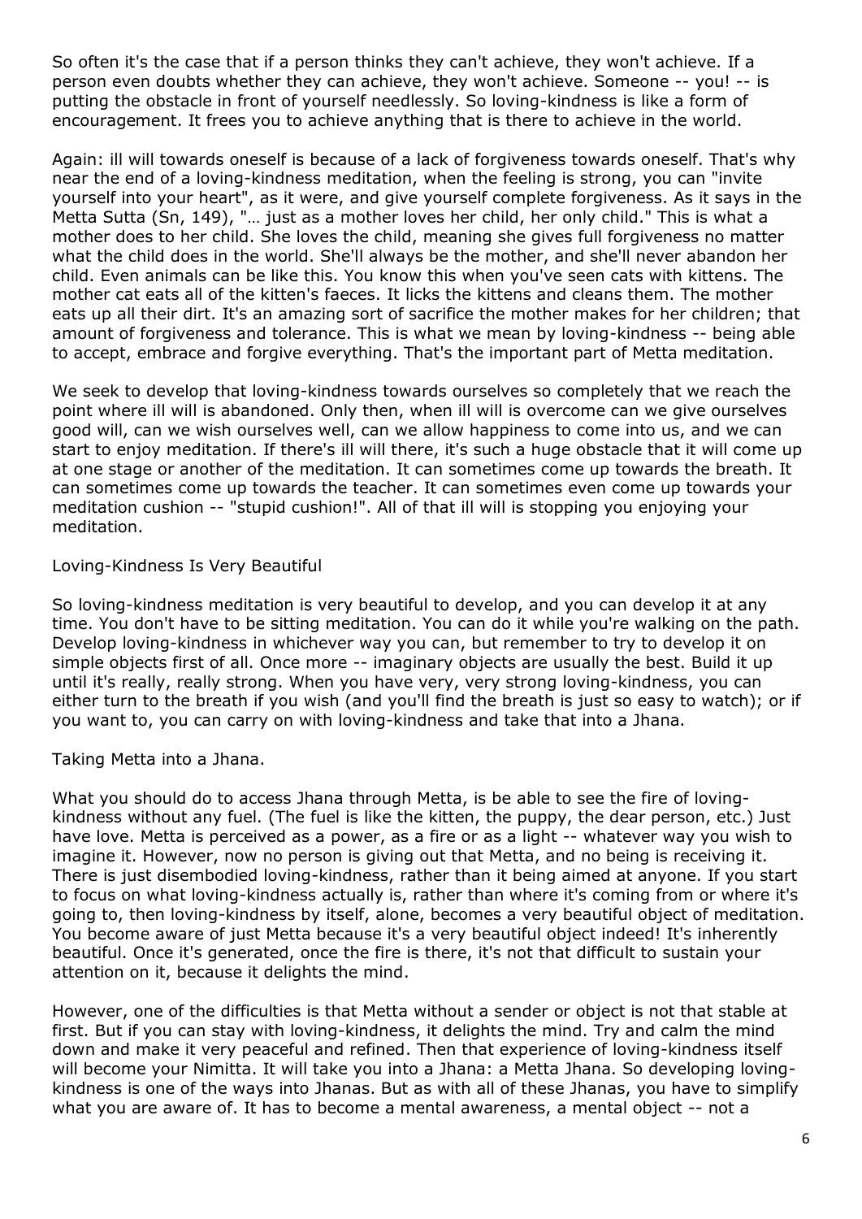So often it's the case that if a person thinks they can't achieve, they won't achieve. If a person even doubts whether they can achieve, they won't achieve. Someone -- you! -- is putting the obstacle in front of yourself needlessly. So loving-kindness is like a form of encouragement. It frees you to achieve anything that is there to achieve in the world.

Again: ill will towards oneself is because of a lack of forgiveness towards oneself. That's why near the end of a loving-kindness meditation, when the feeling is strong, you can "invite yourself into your heart", as it were, and give yourself complete forgiveness. As it says in the Metta Sutta (Sn, 149), "… just as a mother loves her child, her only child." This is what a mother does to her child. She loves the child, meaning she gives full forgiveness no matter what the child does in the world. She'll always be the mother, and she'll never abandon her child. Even animals can be like this. You know this when you've seen cats with kittens. The mother cat eats all of the kitten's faeces. It licks the kittens and cleans them. The mother eats up all their dirt. It's an amazing sort of sacrifice the mother makes for her children; that amount of forgiveness and tolerance. This is what we mean by loving-kindness -- being able to accept, embrace and forgive everything. That's the important part of Metta meditation.

We seek to develop that loving-kindness towards ourselves so completely that we reach the point where ill will is abandoned. Only then, when ill will is overcome can we give ourselves good will, can we wish ourselves well, can we allow happiness to come into us, and we can start to enjoy meditation. If there's ill will there, it's such a huge obstacle that it will come up at one stage or another of the meditation. It can sometimes come up towards the breath. It can sometimes come up towards the teacher. It can sometimes even come up towards your meditation cushion -- "stupid cushion!". All of that ill will is stopping you enjoying your meditation.

## Loving-Kindness Is Very Beautiful

So loving-kindness meditation is very beautiful to develop, and you can develop it at any time. You don't have to be sitting meditation. You can do it while you're walking on the path. Develop loving-kindness in whichever way you can, but remember to try to develop it on simple objects first of all. Once more -- imaginary objects are usually the best. Build it up until it's really, really strong. When you have very, very strong loving-kindness, you can either turn to the breath if you wish (and you'll find the breath is just so easy to watch); or if you want to, you can carry on with loving-kindness and take that into a Jhana.

## Taking Metta into a Jhana.

What you should do to access Jhana through Metta, is be able to see the fire of loving-kindness without any fuel. (The fuel is like the kitten, the puppy, the dear person, etc.) Just have love. Metta is perceived as a power, as a fire or as a light -- whatever way you wish to imagine it. However, now no person is giving out that Metta, and no being is receiving it. There is just disembodied loving-kindness, rather than it being aimed at anyone. If you start to focus on what loving-kindness actually is, rather than where it's coming from or where it's going to, then loving-kindness by itself, alone, becomes a very beautiful object of meditation. You become aware of just Metta because it's a very beautiful object indeed! It's inherently beautiful. Once it's generated, once the fire is there, it's not that difficult to sustain your attention on it, because it delights the mind.

However, one of the difficulties is that Metta without a sender or object is not that stable at first. But if you can stay with loving-kindness, it delights the mind. Try and calm the mind down and make it very peaceful and refined. Then that experience of loving-kindness itself will become your Nimitta. It will take you into a Jhana: a Metta Jhana. So developing loving-kindness is one of the ways into Jhanas. But as with all of these Jhanas, you have to simplify what you are aware of. It has to become a mental awareness, a mental object -- not a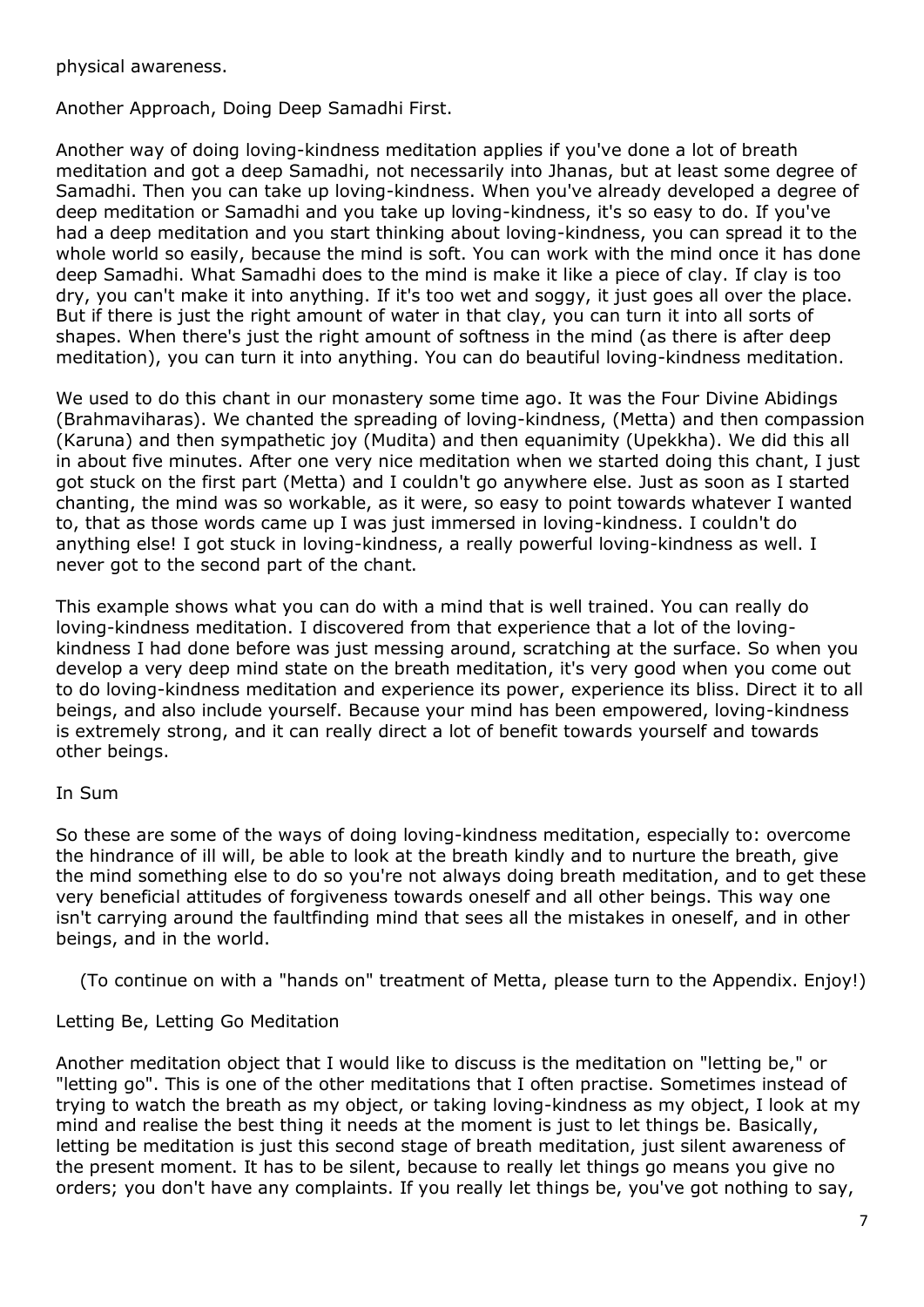physical awareness.

## Another Approach, Doing Deep Samadhi First.

Another way of doing loving-kindness meditation applies if you've done a lot of breath meditation and got a deep Samadhi, not necessarily into Jhanas, but at least some degree of Samadhi. Then you can take up loving-kindness. When you've already developed a degree of deep meditation or Samadhi and you take up loving-kindness, it's so easy to do. If you've had a deep meditation and you start thinking about loving-kindness, you can spread it to the whole world so easily, because the mind is soft. You can work with the mind once it has done deep Samadhi. What Samadhi does to the mind is make it like a piece of clay. If clay is too dry, you can't make it into anything. If it's too wet and soggy, it just goes all over the place. But if there is just the right amount of water in that clay, you can turn it into all sorts of shapes. When there's just the right amount of softness in the mind (as there is after deep meditation), you can turn it into anything. You can do beautiful loving-kindness meditation.

We used to do this chant in our monastery some time ago. It was the Four Divine Abidings (Brahmaviharas). We chanted the spreading of loving-kindness, (Metta) and then compassion (Karuna) and then sympathetic joy (Mudita) and then equanimity (Upekkha). We did this all in about five minutes. After one very nice meditation when we started doing this chant, I just got stuck on the first part (Metta) and I couldn't go anywhere else. Just as soon as I started chanting, the mind was so workable, as it were, so easy to point towards whatever I wanted to, that as those words came up I was just immersed in loving-kindness. I couldn't do anything else! I got stuck in loving-kindness, a really powerful loving-kindness as well. I never got to the second part of the chant.

This example shows what you can do with a mind that is well trained. You can really do loving-kindness meditation. I discovered from that experience that a lot of the loving-kindness I had done before was just messing around, scratching at the surface. So when you develop a very deep mind state on the breath meditation, it's very good when you come out to do loving-kindness meditation and experience its power, experience its bliss. Direct it to all beings, and also include yourself. Because your mind has been empowered, loving-kindness is extremely strong, and it can really direct a lot of benefit towards yourself and towards other beings.

## In Sum

So these are some of the ways of doing loving-kindness meditation, especially to: overcome the hindrance of ill will, be able to look at the breath kindly and to nurture the breath, give the mind something else to do so you're not always doing breath meditation, and to get these very beneficial attitudes of forgiveness towards oneself and all other beings. This way one isn't carrying around the faultfinding mind that sees all the mistakes in oneself, and in other beings, and in the world.

(To continue on with a "hands on" treatment of Metta, please turn to the Appendix. Enjoy!)

## Letting Be, Letting Go Meditation

Another meditation object that I would like to discuss is the meditation on "letting be," or "letting go". This is one of the other meditations that I often practise. Sometimes instead of trying to watch the breath as my object, or taking loving-kindness as my object, I look at my mind and realise the best thing it needs at the moment is just to let things be. Basically, letting be meditation is just this second stage of breath meditation, just silent awareness of the present moment. It has to be silent, because to really let things go means you give no orders; you don't have any complaints. If you really let things be, you've got nothing to say,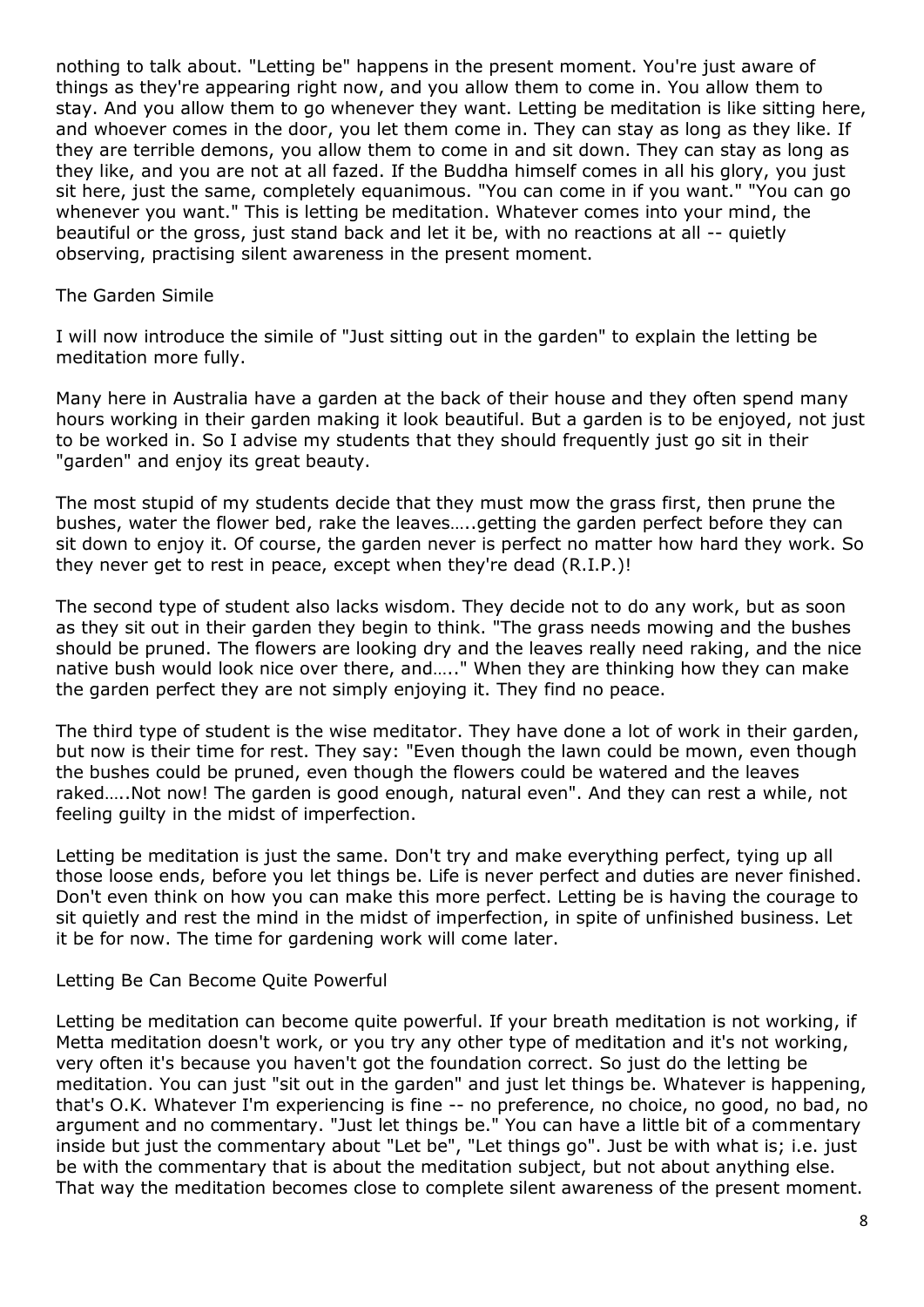nothing to talk about. "Letting be" happens in the present moment. You're just aware of things as they're appearing right now, and you allow them to come in. You allow them to stay. And you allow them to go whenever they want. Letting be meditation is like sitting here, and whoever comes in the door, you let them come in. They can stay as long as they like. If they are terrible demons, you allow them to come in and sit down. They can stay as long as they like, and you are not at all fazed. If the Buddha himself comes in all his glory, you just sit here, just the same, completely equanimous. "You can come in if you want." "You can go whenever you want." This is letting be meditation. Whatever comes into your mind, the beautiful or the gross, just stand back and let it be, with no reactions at all -- quietly observing, practising silent awareness in the present moment.

## The Garden Simile

I will now introduce the simile of "Just sitting out in the garden" to explain the letting be meditation more fully.

Many here in Australia have a garden at the back of their house and they often spend many hours working in their garden making it look beautiful. But a garden is to be enjoyed, not just to be worked in. So I advise my students that they should frequently just go sit in their "garden" and enjoy its great beauty.

The most stupid of my students decide that they must mow the grass first, then prune the bushes, water the flower bed, rake the leaves…..getting the garden perfect before they can sit down to enjoy it. Of course, the garden never is perfect no matter how hard they work. So they never get to rest in peace, except when they're dead (R.I.P.)!

The second type of student also lacks wisdom. They decide not to do any work, but as soon as they sit out in their garden they begin to think. "The grass needs mowing and the bushes should be pruned. The flowers are looking dry and the leaves really need raking, and the nice native bush would look nice over there, and….." When they are thinking how they can make the garden perfect they are not simply enjoying it. They find no peace.

The third type of student is the wise meditator. They have done a lot of work in their garden, but now is their time for rest. They say: "Even though the lawn could be mown, even though the bushes could be pruned, even though the flowers could be watered and the leaves raked…..Not now! The garden is good enough, natural even". And they can rest a while, not feeling guilty in the midst of imperfection.

Letting be meditation is just the same. Don't try and make everything perfect, tying up all those loose ends, before you let things be. Life is never perfect and duties are never finished. Don't even think on how you can make this more perfect. Letting be is having the courage to sit quietly and rest the mind in the midst of imperfection, in spite of unfinished business. Let it be for now. The time for gardening work will come later.

## Letting Be Can Become Quite Powerful

Letting be meditation can become quite powerful. If your breath meditation is not working, if Metta meditation doesn't work, or you try any other type of meditation and it's not working, very often it's because you haven't got the foundation correct. So just do the letting be meditation. You can just "sit out in the garden" and just let things be. Whatever is happening, that's O.K. Whatever I'm experiencing is fine -- no preference, no choice, no good, no bad, no argument and no commentary. "Just let things be." You can have a little bit of a commentary inside but just the commentary about "Let be", "Let things go". Just be with what is; i.e. just be with the commentary that is about the meditation subject, but not about anything else. That way the meditation becomes close to complete silent awareness of the present moment.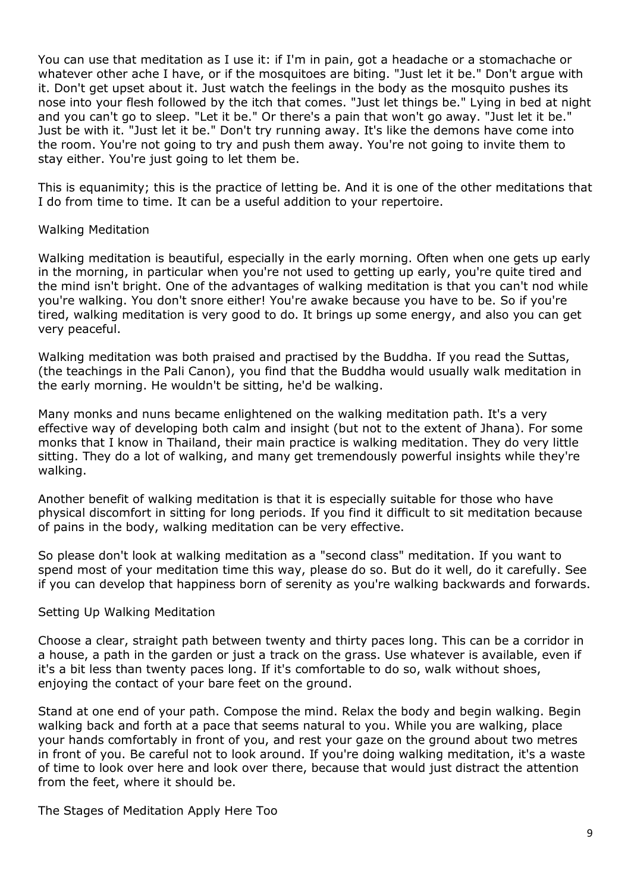You can use that meditation as I use it: if I'm in pain, got a headache or a stomachache or whatever other ache I have, or if the mosquitoes are biting. "Just let it be." Don't argue with it. Don't get upset about it. Just watch the feelings in the body as the mosquito pushes its nose into your flesh followed by the itch that comes. "Just let things be." Lying in bed at night and you can't go to sleep. "Let it be." Or there's a pain that won't go away. "Just let it be." Just be with it. "Just let it be." Don't try running away. It's like the demons have come into the room. You're not going to try and push them away. You're not going to invite them to stay either. You're just going to let them be.

This is equanimity; this is the practice of letting be. And it is one of the other meditations that I do from time to time. It can be a useful addition to your repertoire.

## Walking Meditation

Walking meditation is beautiful, especially in the early morning. Often when one gets up early in the morning, in particular when you're not used to getting up early, you're quite tired and the mind isn't bright. One of the advantages of walking meditation is that you can't nod while you're walking. You don't snore either! You're awake because you have to be. So if you're tired, walking meditation is very good to do. It brings up some energy, and also you can get very peaceful.

Walking meditation was both praised and practised by the Buddha. If you read the Suttas, (the teachings in the Pali Canon), you find that the Buddha would usually walk meditation in the early morning. He wouldn't be sitting, he'd be walking.

Many monks and nuns became enlightened on the walking meditation path. It's a very effective way of developing both calm and insight (but not to the extent of Jhana). For some monks that I know in Thailand, their main practice is walking meditation. They do very little sitting. They do a lot of walking, and many get tremendously powerful insights while they're walking.

Another benefit of walking meditation is that it is especially suitable for those who have physical discomfort in sitting for long periods. If you find it difficult to sit meditation because of pains in the body, walking meditation can be very effective.

So please don't look at walking meditation as a "second class" meditation. If you want to spend most of your meditation time this way, please do so. But do it well, do it carefully. See if you can develop that happiness born of serenity as you're walking backwards and forwards.

## Setting Up Walking Meditation

Choose a clear, straight path between twenty and thirty paces long. This can be a corridor in a house, a path in the garden or just a track on the grass. Use whatever is available, even if it's a bit less than twenty paces long. If it's comfortable to do so, walk without shoes, enjoying the contact of your bare feet on the ground.

Stand at one end of your path. Compose the mind. Relax the body and begin walking. Begin walking back and forth at a pace that seems natural to you. While you are walking, place your hands comfortably in front of you, and rest your gaze on the ground about two metres in front of you. Be careful not to look around. If you're doing walking meditation, it's a waste of time to look over here and look over there, because that would just distract the attention from the feet, where it should be.

## The Stages of Meditation Apply Here Too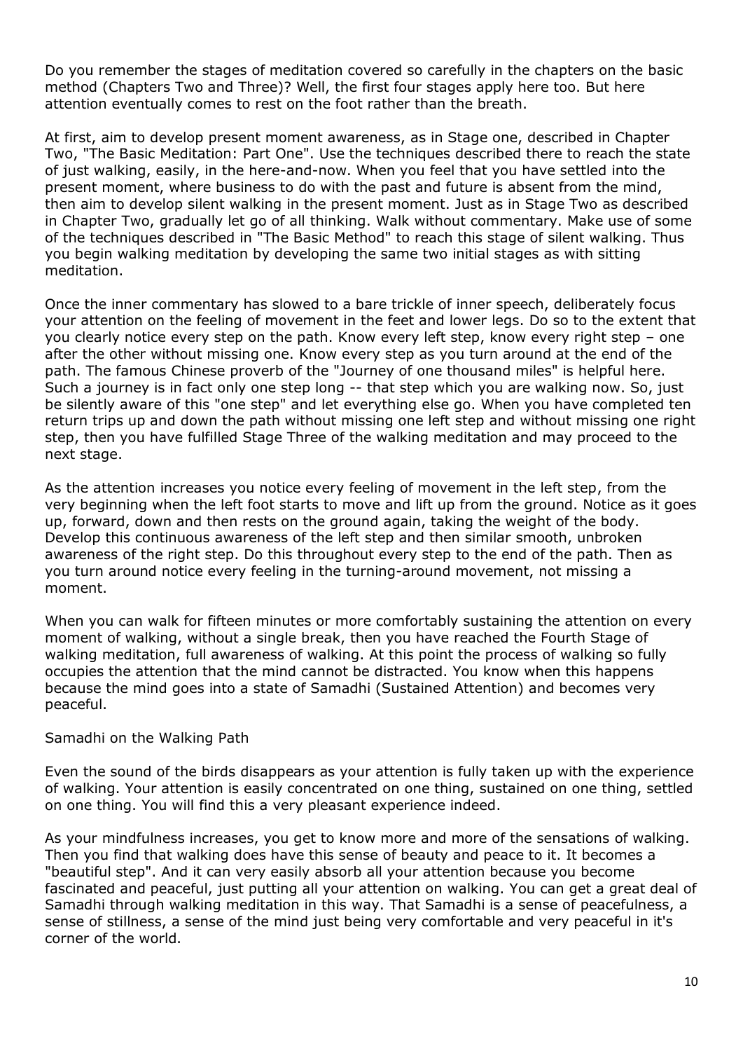Do you remember the stages of meditation covered so carefully in the chapters on the basic method (Chapters Two and Three)? Well, the first four stages apply here too. But here attention eventually comes to rest on the foot rather than the breath.

At first, aim to develop present moment awareness, as in Stage one, described in Chapter Two, "The Basic Meditation: Part One". Use the techniques described there to reach the state of just walking, easily, in the here-and-now. When you feel that you have settled into the present moment, where business to do with the past and future is absent from the mind, then aim to develop silent walking in the present moment. Just as in Stage Two as described in Chapter Two, gradually let go of all thinking. Walk without commentary. Make use of some of the techniques described in "The Basic Method" to reach this stage of silent walking. Thus you begin walking meditation by developing the same two initial stages as with sitting meditation.

Once the inner commentary has slowed to a bare trickle of inner speech, deliberately focus your attention on the feeling of movement in the feet and lower legs. Do so to the extent that you clearly notice every step on the path. Know every left step, know every right step – one after the other without missing one. Know every step as you turn around at the end of the path. The famous Chinese proverb of the "Journey of one thousand miles" is helpful here. Such a journey is in fact only one step long -- that step which you are walking now. So, just be silently aware of this "one step" and let everything else go. When you have completed ten return trips up and down the path without missing one left step and without missing one right step, then you have fulfilled Stage Three of the walking meditation and may proceed to the next stage.

As the attention increases you notice every feeling of movement in the left step, from the very beginning when the left foot starts to move and lift up from the ground. Notice as it goes up, forward, down and then rests on the ground again, taking the weight of the body. Develop this continuous awareness of the left step and then similar smooth, unbroken awareness of the right step. Do this throughout every step to the end of the path. Then as you turn around notice every feeling in the turning-around movement, not missing a moment.

When you can walk for fifteen minutes or more comfortably sustaining the attention on every moment of walking, without a single break, then you have reached the Fourth Stage of walking meditation, full awareness of walking. At this point the process of walking so fully occupies the attention that the mind cannot be distracted. You know when this happens because the mind goes into a state of Samadhi (Sustained Attention) and becomes very peaceful.

## Samadhi on the Walking Path

Even the sound of the birds disappears as your attention is fully taken up with the experience of walking. Your attention is easily concentrated on one thing, sustained on one thing, settled on one thing. You will find this a very pleasant experience indeed.

As your mindfulness increases, you get to know more and more of the sensations of walking. Then you find that walking does have this sense of beauty and peace to it. It becomes a "beautiful step". And it can very easily absorb all your attention because you become fascinated and peaceful, just putting all your attention on walking. You can get a great deal of Samadhi through walking meditation in this way. That Samadhi is a sense of peacefulness, a sense of stillness, a sense of the mind just being very comfortable and very peaceful in it's corner of the world.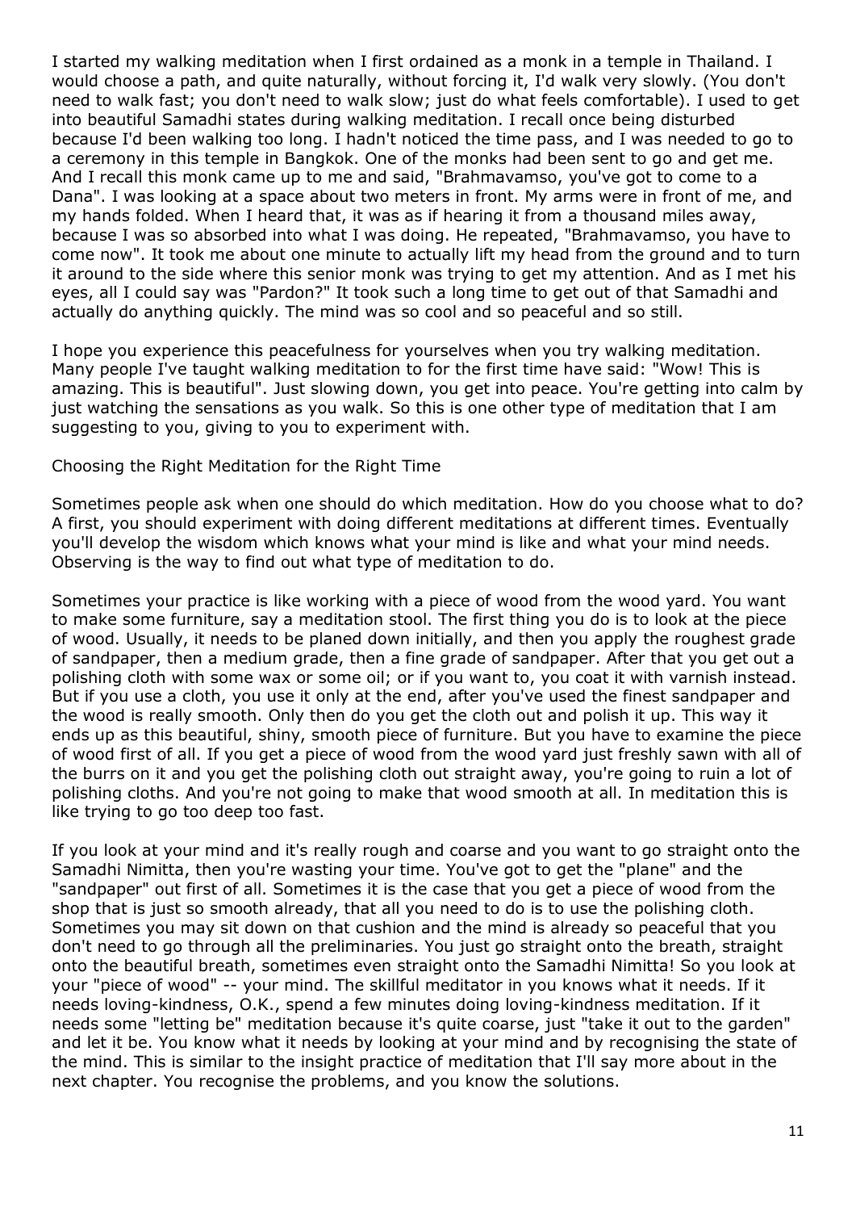I started my walking meditation when I first ordained as a monk in a temple in Thailand. I would choose a path, and quite naturally, without forcing it, I'd walk very slowly. (You don't need to walk fast; you don't need to walk slow; just do what feels comfortable). I used to get into beautiful Samadhi states during walking meditation. I recall once being disturbed because I'd been walking too long. I hadn't noticed the time pass, and I was needed to go to a ceremony in this temple in Bangkok. One of the monks had been sent to go and get me. And I recall this monk came up to me and said, "Brahmavamso, you've got to come to a Dana". I was looking at a space about two meters in front. My arms were in front of me, and my hands folded. When I heard that, it was as if hearing it from a thousand miles away, because I was so absorbed into what I was doing. He repeated, "Brahmavamso, you have to come now". It took me about one minute to actually lift my head from the ground and to turn it around to the side where this senior monk was trying to get my attention. And as I met his eyes, all I could say was "Pardon?" It took such a long time to get out of that Samadhi and actually do anything quickly. The mind was so cool and so peaceful and so still.

I hope you experience this peacefulness for yourselves when you try walking meditation. Many people I've taught walking meditation to for the first time have said: "Wow! This is amazing. This is beautiful". Just slowing down, you get into peace. You're getting into calm by just watching the sensations as you walk. So this is one other type of meditation that I am suggesting to you, giving to you to experiment with.

## Choosing the Right Meditation for the Right Time

Sometimes people ask when one should do which meditation. How do you choose what to do? A first, you should experiment with doing different meditations at different times. Eventually you'll develop the wisdom which knows what your mind is like and what your mind needs. Observing is the way to find out what type of meditation to do.

Sometimes your practice is like working with a piece of wood from the wood yard. You want to make some furniture, say a meditation stool. The first thing you do is to look at the piece of wood. Usually, it needs to be planed down initially, and then you apply the roughest grade of sandpaper, then a medium grade, then a fine grade of sandpaper. After that you get out a polishing cloth with some wax or some oil; or if you want to, you coat it with varnish instead. But if you use a cloth, you use it only at the end, after you've used the finest sandpaper and the wood is really smooth. Only then do you get the cloth out and polish it up. This way it ends up as this beautiful, shiny, smooth piece of furniture. But you have to examine the piece of wood first of all. If you get a piece of wood from the wood yard just freshly sawn with all of the burrs on it and you get the polishing cloth out straight away, you're going to ruin a lot of polishing cloths. And you're not going to make that wood smooth at all. In meditation this is like trying to go too deep too fast.

If you look at your mind and it's really rough and coarse and you want to go straight onto the Samadhi Nimitta, then you're wasting your time. You've got to get the "plane" and the "sandpaper" out first of all. Sometimes it is the case that you get a piece of wood from the shop that is just so smooth already, that all you need to do is to use the polishing cloth. Sometimes you may sit down on that cushion and the mind is already so peaceful that you don't need to go through all the preliminaries. You just go straight onto the breath, straight onto the beautiful breath, sometimes even straight onto the Samadhi Nimitta! So you look at your "piece of wood" -- your mind. The skillful meditator in you knows what it needs. If it needs loving-kindness, O.K., spend a few minutes doing loving-kindness meditation. If it needs some "letting be" meditation because it's quite coarse, just "take it out to the garden" and let it be. You know what it needs by looking at your mind and by recognising the state of the mind. This is similar to the insight practice of meditation that I'll say more about in the next chapter. You recognise the problems, and you know the solutions.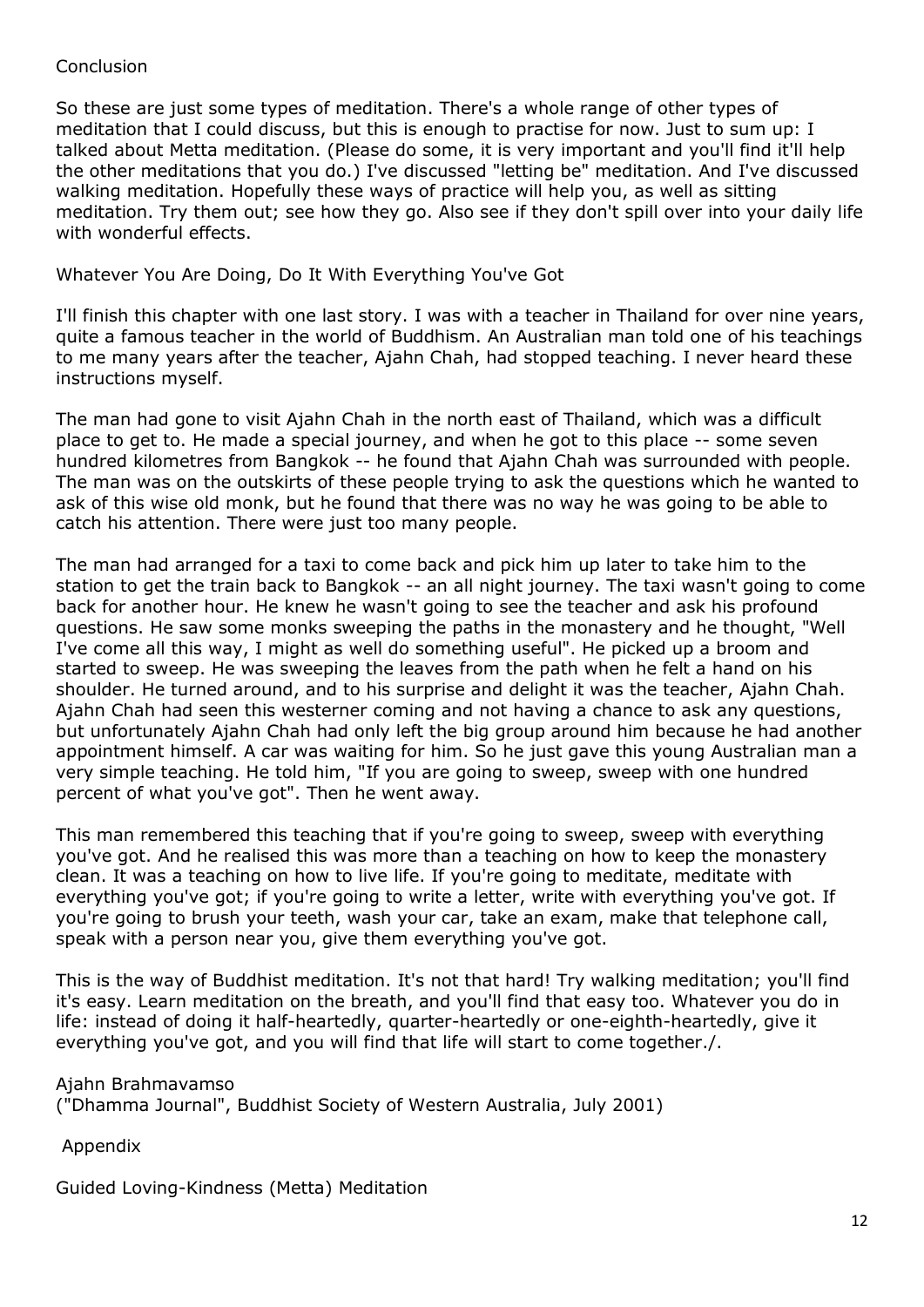## Conclusion

So these are just some types of meditation. There's a whole range of other types of meditation that I could discuss, but this is enough to practise for now. Just to sum up: I talked about Metta meditation. (Please do some, it is very important and you'll find it'll help the other meditations that you do.) I've discussed "letting be" meditation. And I've discussed walking meditation. Hopefully these ways of practice will help you, as well as sitting meditation. Try them out; see how they go. Also see if they don't spill over into your daily life with wonderful effects.

## Whatever You Are Doing, Do It With Everything You've Got

I'll finish this chapter with one last story. I was with a teacher in Thailand for over nine years, quite a famous teacher in the world of Buddhism. An Australian man told one of his teachings to me many years after the teacher, Ajahn Chah, had stopped teaching. I never heard these instructions myself.

The man had gone to visit Ajahn Chah in the north east of Thailand, which was a difficult place to get to. He made a special journey, and when he got to this place -- some seven hundred kilometres from Bangkok -- he found that Ajahn Chah was surrounded with people. The man was on the outskirts of these people trying to ask the questions which he wanted to ask of this wise old monk, but he found that there was no way he was going to be able to catch his attention. There were just too many people.

The man had arranged for a taxi to come back and pick him up later to take him to the station to get the train back to Bangkok -- an all night journey. The taxi wasn't going to come back for another hour. He knew he wasn't going to see the teacher and ask his profound questions. He saw some monks sweeping the paths in the monastery and he thought, "Well I've come all this way, I might as well do something useful". He picked up a broom and started to sweep. He was sweeping the leaves from the path when he felt a hand on his shoulder. He turned around, and to his surprise and delight it was the teacher, Ajahn Chah. Ajahn Chah had seen this westerner coming and not having a chance to ask any questions, but unfortunately Ajahn Chah had only left the big group around him because he had another appointment himself. A car was waiting for him. So he just gave this young Australian man a very simple teaching. He told him, "If you are going to sweep, sweep with one hundred percent of what you've got". Then he went away.

This man remembered this teaching that if you're going to sweep, sweep with everything you've got. And he realised this was more than a teaching on how to keep the monastery clean. It was a teaching on how to live life. If you're going to meditate, meditate with everything you've got; if you're going to write a letter, write with everything you've got. If you're going to brush your teeth, wash your car, take an exam, make that telephone call, speak with a person near you, give them everything you've got.

This is the way of Buddhist meditation. It's not that hard! Try walking meditation; you'll find it's easy. Learn meditation on the breath, and you'll find that easy too. Whatever you do in life: instead of doing it half-heartedly, quarter-heartedly or one-eighth-heartedly, give it everything you've got, and you will find that life will start to come together./.

Ajahn Brahmavamso
("Dhamma Journal", Buddhist Society of Western Australia, July 2001)

# Appendix

## Guided Loving-Kindness (Metta) Meditation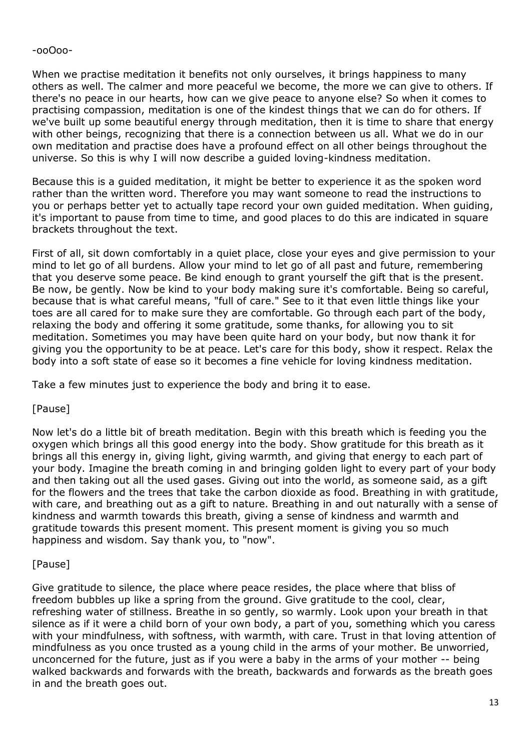-ooOoo-

When we practise meditation it benefits not only ourselves, it brings happiness to many others as well. The calmer and more peaceful we become, the more we can give to others. If there's no peace in our hearts, how can we give peace to anyone else? So when it comes to practising compassion, meditation is one of the kindest things that we can do for others. If we've built up some beautiful energy through meditation, then it is time to share that energy with other beings, recognizing that there is a connection between us all. What we do in our own meditation and practise does have a profound effect on all other beings throughout the universe. So this is why I will now describe a guided loving-kindness meditation.

Because this is a guided meditation, it might be better to experience it as the spoken word rather than the written word. Therefore you may want someone to read the instructions to you or perhaps better yet to actually tape record your own guided meditation. When guiding, it's important to pause from time to time, and good places to do this are indicated in square brackets throughout the text.

First of all, sit down comfortably in a quiet place, close your eyes and give permission to your mind to let go of all burdens. Allow your mind to let go of all past and future, remembering that you deserve some peace. Be kind enough to grant yourself the gift that is the present. Be now, be gently. Now be kind to your body making sure it's comfortable. Being so careful, because that is what careful means, "full of care." See to it that even little things like your toes are all cared for to make sure they are comfortable. Go through each part of the body, relaxing the body and offering it some gratitude, some thanks, for allowing you to sit meditation. Sometimes you may have been quite hard on your body, but now thank it for giving you the opportunity to be at peace. Let's care for this body, show it respect. Relax the body into a soft state of ease so it becomes a fine vehicle for loving kindness meditation.

Take a few minutes just to experience the body and bring it to ease.

[Pause]

Now let's do a little bit of breath meditation. Begin with this breath which is feeding you the oxygen which brings all this good energy into the body. Show gratitude for this breath as it brings all this energy in, giving light, giving warmth, and giving that energy to each part of your body. Imagine the breath coming in and bringing golden light to every part of your body and then taking out all the used gases. Giving out into the world, as someone said, as a gift for the flowers and the trees that take the carbon dioxide as food. Breathing in with gratitude, with care, and breathing out as a gift to nature. Breathing in and out naturally with a sense of kindness and warmth towards this breath, giving a sense of kindness and warmth and gratitude towards this present moment. This present moment is giving you so much happiness and wisdom. Say thank you, to "now".

[Pause]

Give gratitude to silence, the place where peace resides, the place where that bliss of freedom bubbles up like a spring from the ground. Give gratitude to the cool, clear, refreshing water of stillness. Breathe in so gently, so warmly. Look upon your breath in that silence as if it were a child born of your own body, a part of you, something which you caress with your mindfulness, with softness, with warmth, with care. Trust in that loving attention of mindfulness as you once trusted as a young child in the arms of your mother. Be unworried, unconcerned for the future, just as if you were a baby in the arms of your mother -- being walked backwards and forwards with the breath, backwards and forwards as the breath goes in and the breath goes out.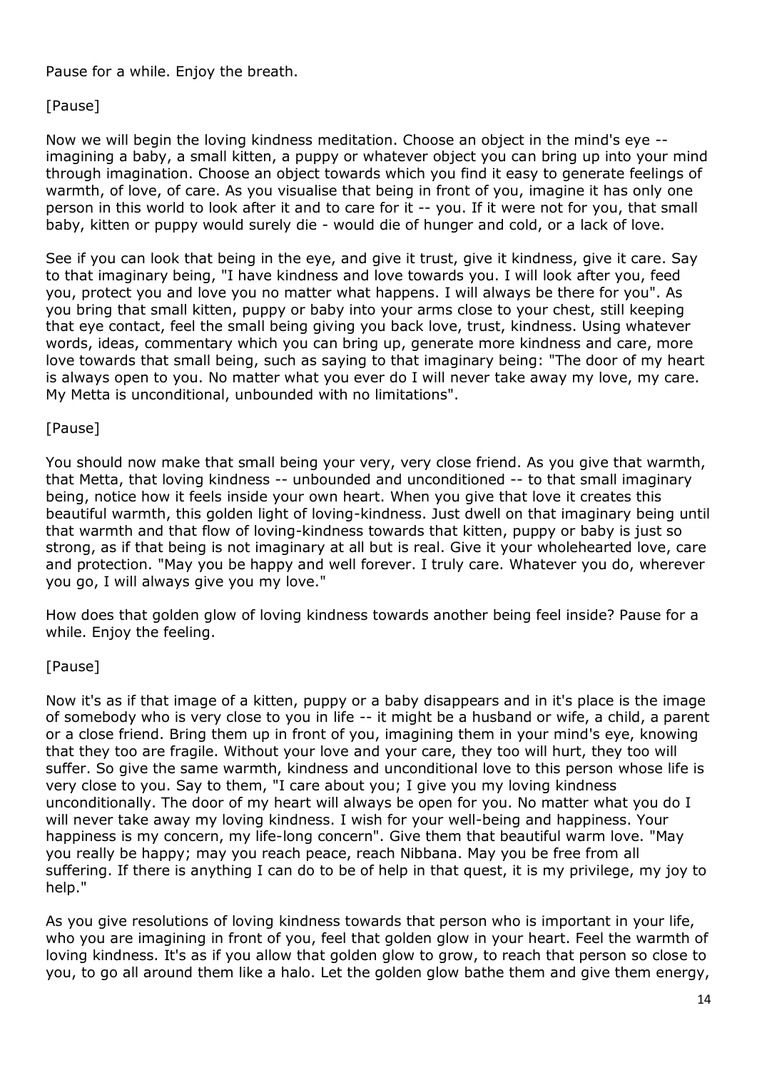Pause for a while. Enjoy the breath.

[Pause]

Now we will begin the loving kindness meditation. Choose an object in the mind's eye -- imagining a baby, a small kitten, a puppy or whatever object you can bring up into your mind through imagination. Choose an object towards which you find it easy to generate feelings of warmth, of love, of care. As you visualise that being in front of you, imagine it has only one person in this world to look after it and to care for it -- you. If it were not for you, that small baby, kitten or puppy would surely die - would die of hunger and cold, or a lack of love.

See if you can look that being in the eye, and give it trust, give it kindness, give it care. Say to that imaginary being, "I have kindness and love towards you. I will look after you, feed you, protect you and love you no matter what happens. I will always be there for you". As you bring that small kitten, puppy or baby into your arms close to your chest, still keeping that eye contact, feel the small being giving you back love, trust, kindness. Using whatever words, ideas, commentary which you can bring up, generate more kindness and care, more love towards that small being, such as saying to that imaginary being: "The door of my heart is always open to you. No matter what you ever do I will never take away my love, my care. My Metta is unconditional, unbounded with no limitations".

[Pause]

You should now make that small being your very, very close friend. As you give that warmth, that Metta, that loving kindness -- unbounded and unconditioned -- to that small imaginary being, notice how it feels inside your own heart. When you give that love it creates this beautiful warmth, this golden light of loving-kindness. Just dwell on that imaginary being until that warmth and that flow of loving-kindness towards that kitten, puppy or baby is just so strong, as if that being is not imaginary at all but is real. Give it your wholehearted love, care and protection. "May you be happy and well forever. I truly care. Whatever you do, wherever you go, I will always give you my love."

How does that golden glow of loving kindness towards another being feel inside? Pause for a while. Enjoy the feeling.

[Pause]

Now it's as if that image of a kitten, puppy or a baby disappears and in it's place is the image of somebody who is very close to you in life -- it might be a husband or wife, a child, a parent or a close friend. Bring them up in front of you, imagining them in your mind's eye, knowing that they too are fragile. Without your love and your care, they too will hurt, they too will suffer. So give the same warmth, kindness and unconditional love to this person whose life is very close to you. Say to them, "I care about you; I give you my loving kindness unconditionally. The door of my heart will always be open for you. No matter what you do I will never take away my loving kindness. I wish for your well-being and happiness. Your happiness is my concern, my life-long concern". Give them that beautiful warm love. "May you really be happy; may you reach peace, reach Nibbana. May you be free from all suffering. If there is anything I can do to be of help in that quest, it is my privilege, my joy to help."

As you give resolutions of loving kindness towards that person who is important in your life, who you are imagining in front of you, feel that golden glow in your heart. Feel the warmth of loving kindness. It's as if you allow that golden glow to grow, to reach that person so close to you, to go all around them like a halo. Let the golden glow bathe them and give them energy,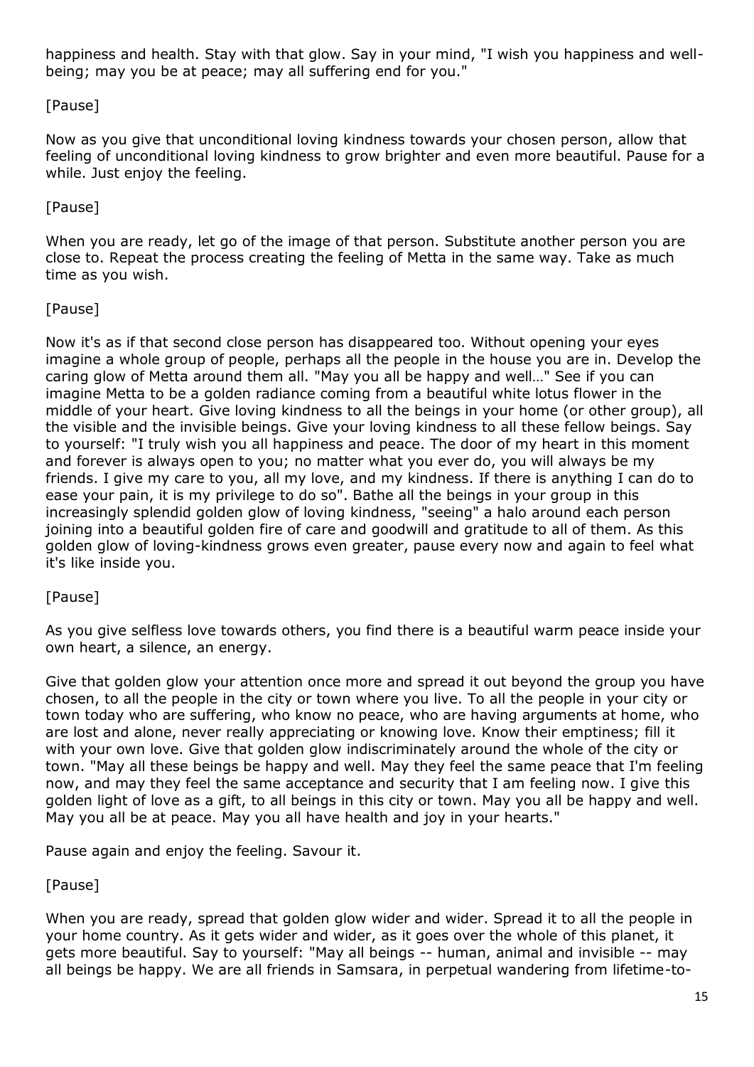happiness and health. Stay with that glow. Say in your mind, "I wish you happiness and well-being; may you be at peace; may all suffering end for you."

[Pause]

Now as you give that unconditional loving kindness towards your chosen person, allow that feeling of unconditional loving kindness to grow brighter and even more beautiful. Pause for a while. Just enjoy the feeling.

[Pause]

When you are ready, let go of the image of that person. Substitute another person you are close to. Repeat the process creating the feeling of Metta in the same way. Take as much time as you wish.

[Pause]

Now it's as if that second close person has disappeared too. Without opening your eyes imagine a whole group of people, perhaps all the people in the house you are in. Develop the caring glow of Metta around them all. "May you all be happy and well…" See if you can imagine Metta to be a golden radiance coming from a beautiful white lotus flower in the middle of your heart. Give loving kindness to all the beings in your home (or other group), all the visible and the invisible beings. Give your loving kindness to all these fellow beings. Say to yourself: "I truly wish you all happiness and peace. The door of my heart in this moment and forever is always open to you; no matter what you ever do, you will always be my friends. I give my care to you, all my love, and my kindness. If there is anything I can do to ease your pain, it is my privilege to do so". Bathe all the beings in your group in this increasingly splendid golden glow of loving kindness, "seeing" a halo around each person joining into a beautiful golden fire of care and goodwill and gratitude to all of them. As this golden glow of loving-kindness grows even greater, pause every now and again to feel what it's like inside you.

[Pause]

As you give selfless love towards others, you find there is a beautiful warm peace inside your own heart, a silence, an energy.

Give that golden glow your attention once more and spread it out beyond the group you have chosen, to all the people in the city or town where you live. To all the people in your city or town today who are suffering, who know no peace, who are having arguments at home, who are lost and alone, never really appreciating or knowing love. Know their emptiness; fill it with your own love. Give that golden glow indiscriminately around the whole of the city or town. "May all these beings be happy and well. May they feel the same peace that I'm feeling now, and may they feel the same acceptance and security that I am feeling now. I give this golden light of love as a gift, to all beings in this city or town. May you all be happy and well. May you all be at peace. May you all have health and joy in your hearts."

Pause again and enjoy the feeling. Savour it.

[Pause]

When you are ready, spread that golden glow wider and wider. Spread it to all the people in your home country. As it gets wider and wider, as it goes over the whole of this planet, it gets more beautiful. Say to yourself: "May all beings -- human, animal and invisible -- may all beings be happy. We are all friends in Samsara, in perpetual wandering from lifetime-to-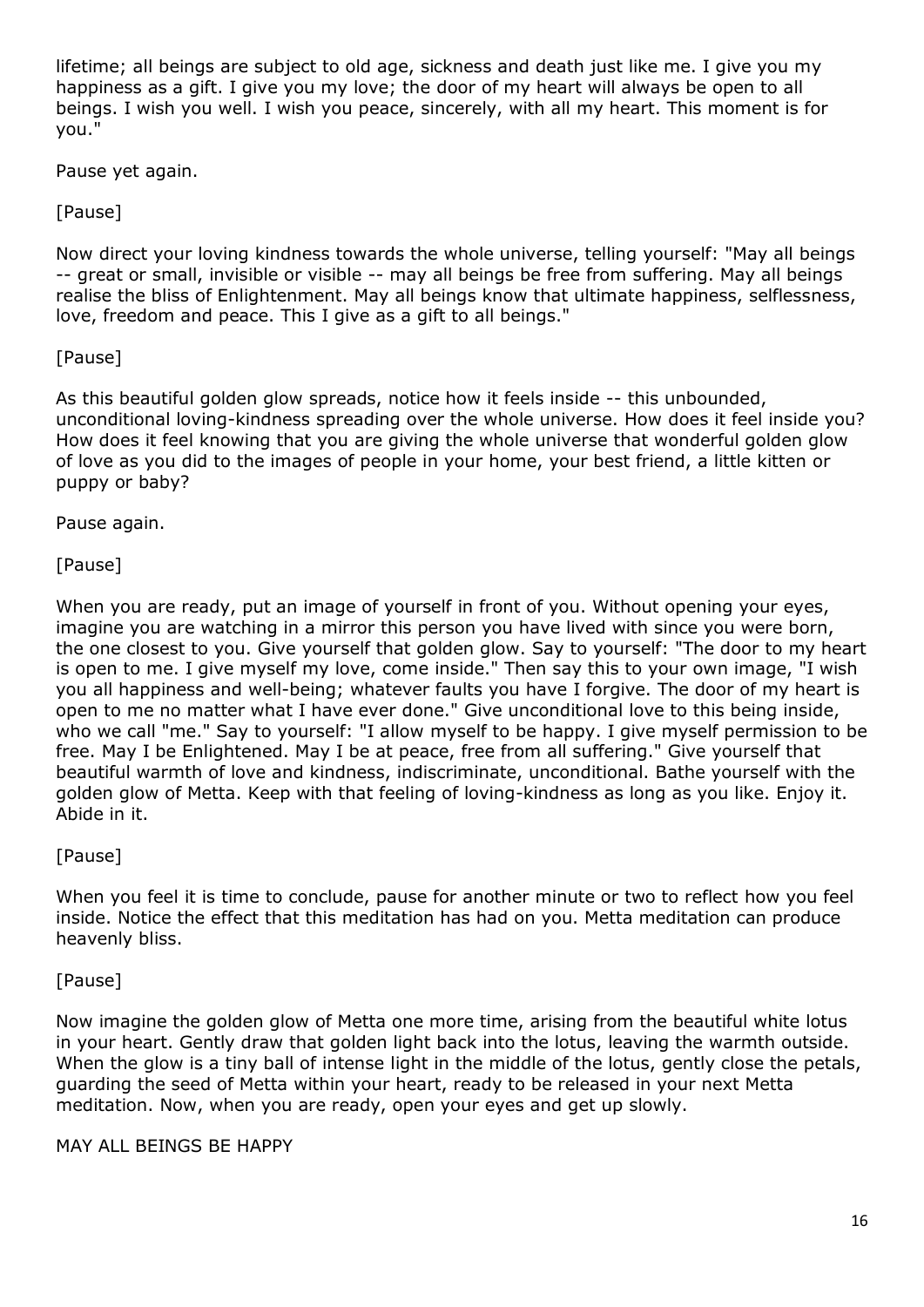lifetime; all beings are subject to old age, sickness and death just like me. I give you my happiness as a gift. I give you my love; the door of my heart will always be open to all beings. I wish you well. I wish you peace, sincerely, with all my heart. This moment is for you."

Pause yet again.

[Pause]

Now direct your loving kindness towards the whole universe, telling yourself: "May all beings -- great or small, invisible or visible -- may all beings be free from suffering. May all beings realise the bliss of Enlightenment. May all beings know that ultimate happiness, selflessness, love, freedom and peace. This I give as a gift to all beings."

[Pause]

As this beautiful golden glow spreads, notice how it feels inside -- this unbounded, unconditional loving-kindness spreading over the whole universe. How does it feel inside you? How does it feel knowing that you are giving the whole universe that wonderful golden glow of love as you did to the images of people in your home, your best friend, a little kitten or puppy or baby?

Pause again.

[Pause]

When you are ready, put an image of yourself in front of you. Without opening your eyes, imagine you are watching in a mirror this person you have lived with since you were born, the one closest to you. Give yourself that golden glow. Say to yourself: "The door to my heart is open to me. I give myself my love, come inside." Then say this to your own image, "I wish you all happiness and well-being; whatever faults you have I forgive. The door of my heart is open to me no matter what I have ever done." Give unconditional love to this being inside, who we call "me." Say to yourself: "I allow myself to be happy. I give myself permission to be free. May I be Enlightened. May I be at peace, free from all suffering." Give yourself that beautiful warmth of love and kindness, indiscriminate, unconditional. Bathe yourself with the golden glow of Metta. Keep with that feeling of loving-kindness as long as you like. Enjoy it. Abide in it.

[Pause]

When you feel it is time to conclude, pause for another minute or two to reflect how you feel inside. Notice the effect that this meditation has had on you. Metta meditation can produce heavenly bliss.

[Pause]

Now imagine the golden glow of Metta one more time, arising from the beautiful white lotus in your heart. Gently draw that golden light back into the lotus, leaving the warmth outside. When the glow is a tiny ball of intense light in the middle of the lotus, gently close the petals, guarding the seed of Metta within your heart, ready to be released in your next Metta meditation. Now, when you are ready, open your eyes and get up slowly.

MAY ALL BEINGS BE HAPPY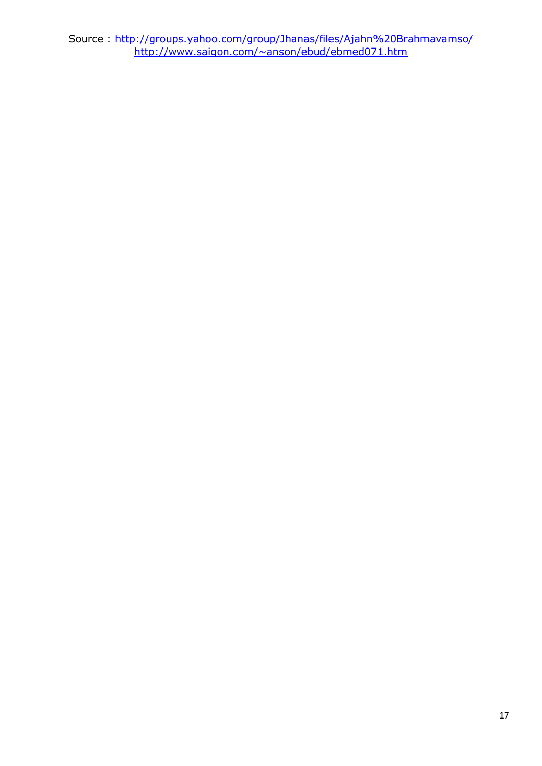Source : http://groups.yahoo.com/group/Jhanas/files/Ajahn%20Brahmavamso/
http://www.saigon.com/~anson/ebud/ebmed071.htm